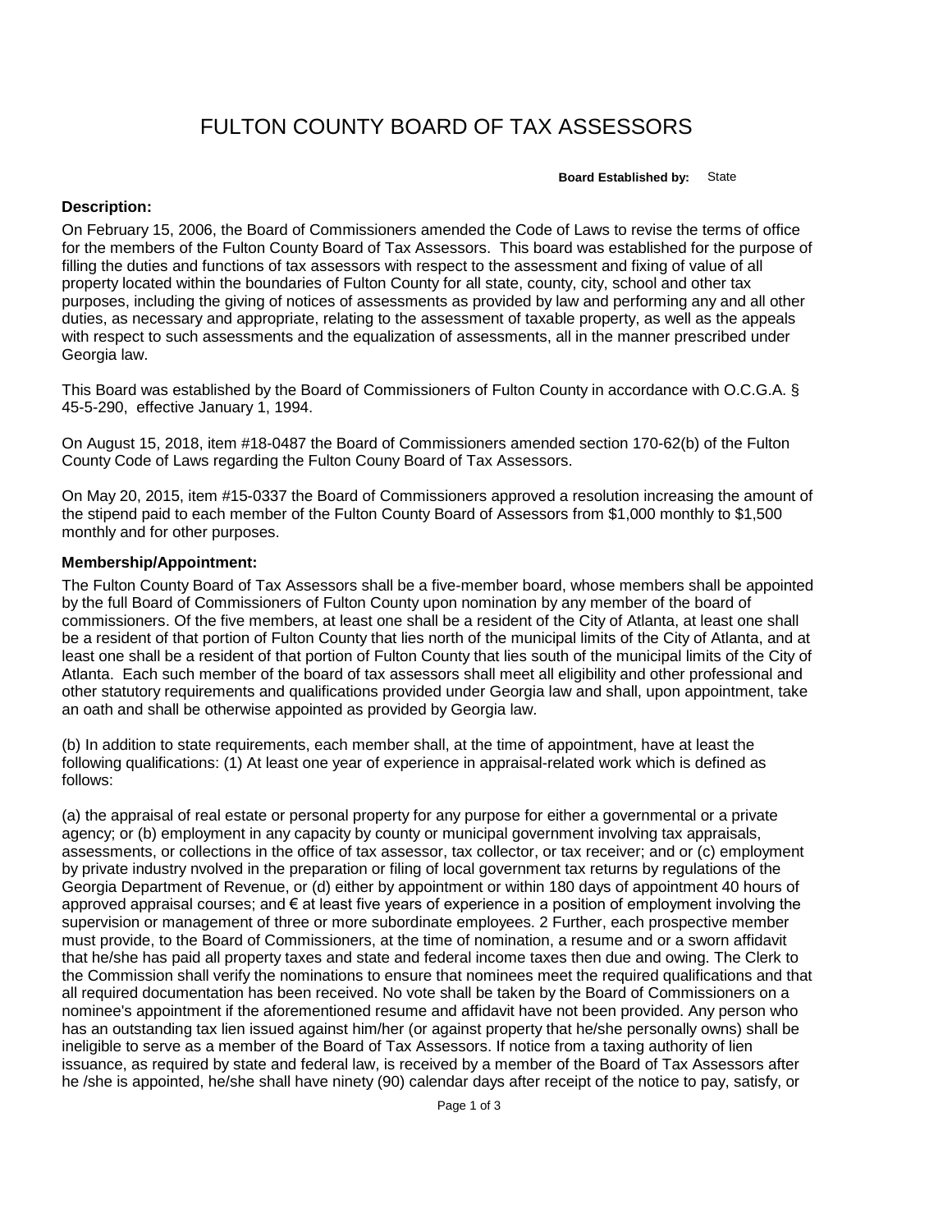# FULTON COUNTY BOARD OF TAX ASSESSORS

**Board Established by:** State

**Description:**

On February 15, 2006, the Board of Commissioners amended the Code of Laws to revise the terms of office for the members of the Fulton County Board of Tax Assessors. This board was established for the purpose of filling the duties and functions of tax assessors with respect to the assessment and fixing of value of all property located within the boundaries of Fulton County for all state, county, city, school and other tax purposes, including the giving of notices of assessments as provided by law and performing any and all other duties, as necessary and appropriate, relating to the assessment of taxable property, as well as the appeals with respect to such assessments and the equalization of assessments, all in the manner prescribed under Georgia law.

This Board was established by the Board of Commissioners of Fulton County in accordance with O.C.G.A. § 45-5-290, effective January 1, 1994.

On August 15, 2018, item #18-0487 the Board of Commissioners amended section 170-62(b) of the Fulton County Code of Laws regarding the Fulton Couny Board of Tax Assessors.

On May 20, 2015, item #15-0337 the Board of Commissioners approved a resolution increasing the amount of the stipend paid to each member of the Fulton County Board of Assessors from $1,000 monthly to $1,500 monthly and for other purposes.

**Membership/Appointment:**

The Fulton County Board of Tax Assessors shall be a five-member board, whose members shall be appointed by the full Board of Commissioners of Fulton County upon nomination by any member of the board of commissioners. Of the five members, at least one shall be a resident of the City of Atlanta, at least one shall be a resident of that portion of Fulton County that lies north of the municipal limits of the City of Atlanta, and at least one shall be a resident of that portion of Fulton County that lies south of the municipal limits of the City of Atlanta. Each such member of the board of tax assessors shall meet all eligibility and other professional and other statutory requirements and qualifications provided under Georgia law and shall, upon appointment, take an oath and shall be otherwise appointed as provided by Georgia law.

(b) In addition to state requirements, each member shall, at the time of appointment, have at least the following qualifications: (1) At least one year of experience in appraisal-related work which is defined as follows:

(a) the appraisal of real estate or personal property for any purpose for either a governmental or a private agency; or (b) employment in any capacity by county or municipal government involving tax appraisals, assessments, or collections in the office of tax assessor, tax collector, or tax receiver; and or (c) employment by private industry nvolved in the preparation or filing of local government tax returns by regulations of the Georgia Department of Revenue, or (d) either by appointment or within 180 days of appointment 40 hours of approved appraisal courses; and € at least five years of experience in a position of employment involving the supervision or management of three or more subordinate employees. 2 Further, each prospective member must provide, to the Board of Commissioners, at the time of nomination, a resume and or a sworn affidavit that he/she has paid all property taxes and state and federal income taxes then due and owing. The Clerk to the Commission shall verify the nominations to ensure that nominees meet the required qualifications and that all required documentation has been received. No vote shall be taken by the Board of Commissioners on a nominee's appointment if the aforementioned resume and affidavit have not been provided. Any person who has an outstanding tax lien issued against him/her (or against property that he/she personally owns) shall be ineligible to serve as a member of the Board of Tax Assessors. If notice from a taxing authority of lien issuance, as required by state and federal law, is received by a member of the Board of Tax Assessors after he /she is appointed, he/she shall have ninety (90) calendar days after receipt of the notice to pay, satisfy, or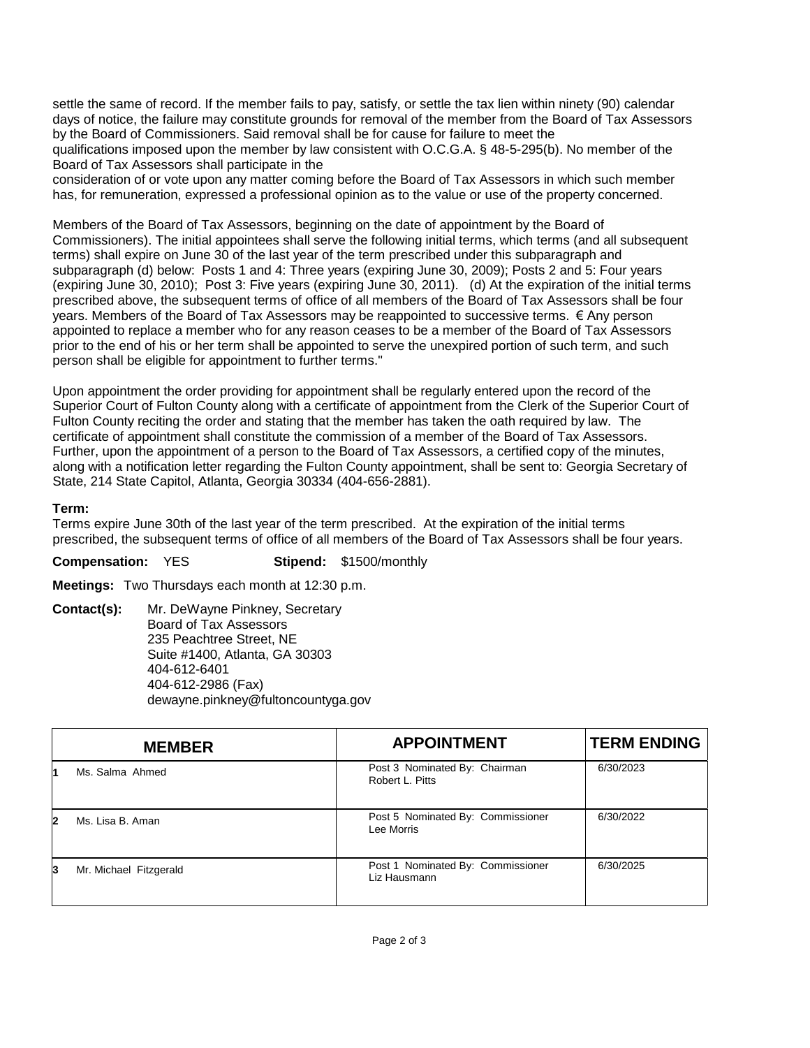settle the same of record. If the member fails to pay, satisfy, or settle the tax lien within ninety (90) calendar days of notice, the failure may constitute grounds for removal of the member from the Board of Tax Assessors by the Board of Commissioners. Said removal shall be for cause for failure to meet the qualifications imposed upon the member by law consistent with O.C.G.A. § 48-5-295(b). No member of the Board of Tax Assessors shall participate in the consideration of or vote upon any matter coming before the Board of Tax Assessors in which such member has, for remuneration, expressed a professional opinion as to the value or use of the property concerned.

Members of the Board of Tax Assessors, beginning on the date of appointment by the Board of Commissioners). The initial appointees shall serve the following initial terms, which terms (and all subsequent terms) shall expire on June 30 of the last year of the term prescribed under this subparagraph and subparagraph (d) below: Posts 1 and 4: Three years (expiring June 30, 2009); Posts 2 and 5: Four years (expiring June 30, 2010); Post 3: Five years (expiring June 30, 2011). (d) At the expiration of the initial terms prescribed above, the subsequent terms of office of all members of the Board of Tax Assessors shall be four years. Members of the Board of Tax Assessors may be reappointed to successive terms. € Any person appointed to replace a member who for any reason ceases to be a member of the Board of Tax Assessors prior to the end of his or her term shall be appointed to serve the unexpired portion of such term, and such person shall be eligible for appointment to further terms."

Upon appointment the order providing for appointment shall be regularly entered upon the record of the Superior Court of Fulton County along with a certificate of appointment from the Clerk of the Superior Court of Fulton County reciting the order and stating that the member has taken the oath required by law. The certificate of appointment shall constitute the commission of a member of the Board of Tax Assessors. Further, upon the appointment of a person to the Board of Tax Assessors, a certified copy of the minutes, along with a notification letter regarding the Fulton County appointment, shall be sent to: Georgia Secretary of State, 214 State Capitol, Atlanta, Georgia 30334 (404-656-2881).

**Term:**
Terms expire June 30th of the last year of the term prescribed. At the expiration of the initial terms prescribed, the subsequent terms of office of all members of the Board of Tax Assessors shall be four years.

**Compensation:** YES **Stipend:** $1500/monthly

**Meetings:** Two Thursdays each month at 12:30 p.m.

**Contact(s):** Mr. DeWayne Pinkney, Secretary
Board of Tax Assessors
235 Peachtree Street, NE
Suite #1400, Atlanta, GA 30303
404-612-6401
404-612-2986 (Fax)
dewayne.pinkney@fultoncountyga.gov

| | MEMBER | APPOINTMENT | TERM ENDING |
|---|---|---|---|
| 1 | Ms. Salma Ahmed | Post 3 Nominated By: Chairman Robert L. Pitts | 6/30/2023 |
| 2 | Ms. Lisa B. Aman | Post 5 Nominated By: Commissioner Lee Morris | 6/30/2022 |
| 3 | Mr. Michael Fitzgerald | Post 1 Nominated By: Commissioner Liz Hausmann | 6/30/2025 |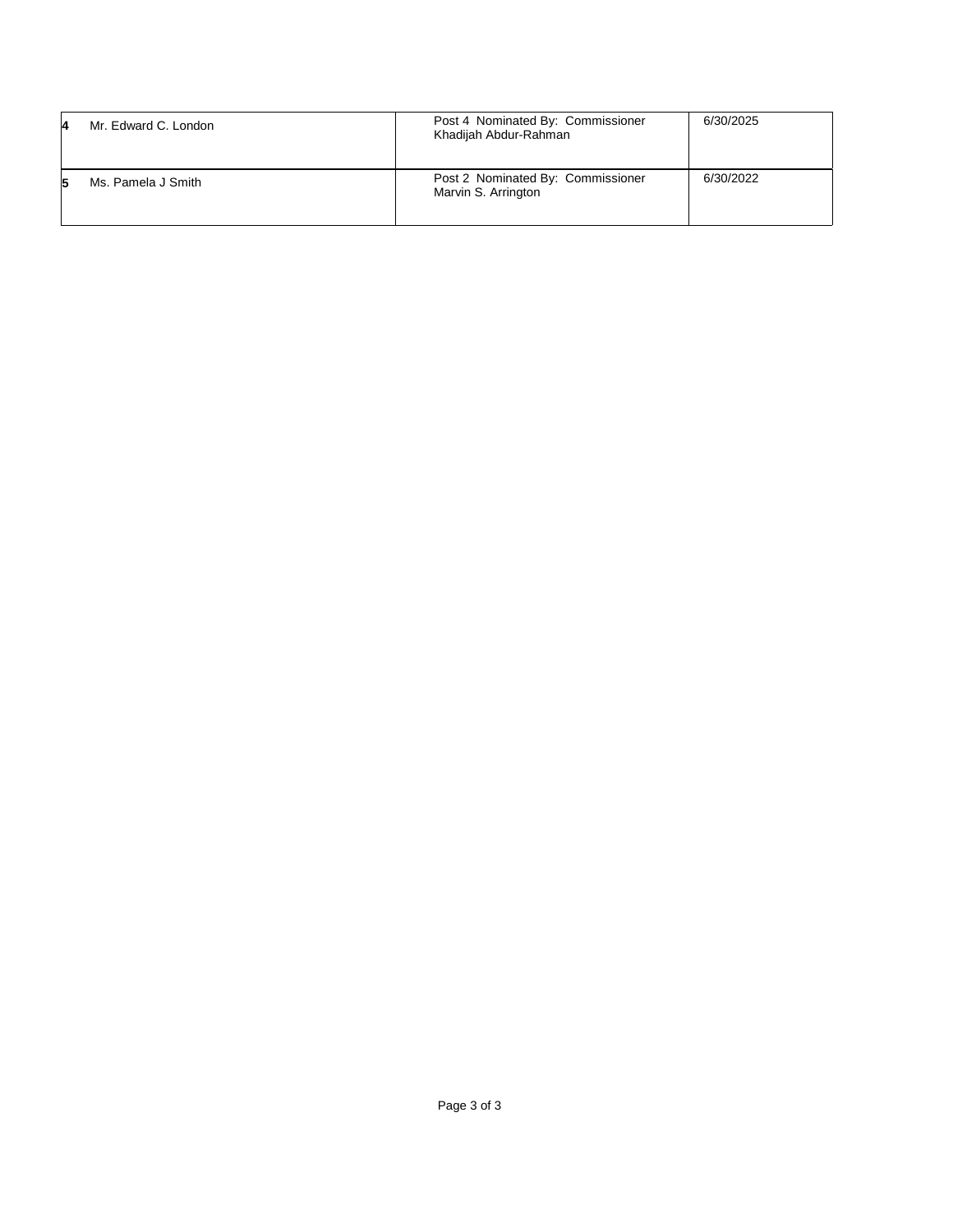| | | | |
|---|---|---|---|
| **4** | Mr. Edward C. London | Post 4 Nominated By: Commissioner Khadijah Abdur-Rahman | 6/30/2025 |
| **5** | Ms. Pamela J Smith | Post 2 Nominated By: Commissioner Marvin S. Arrington | 6/30/2022 |